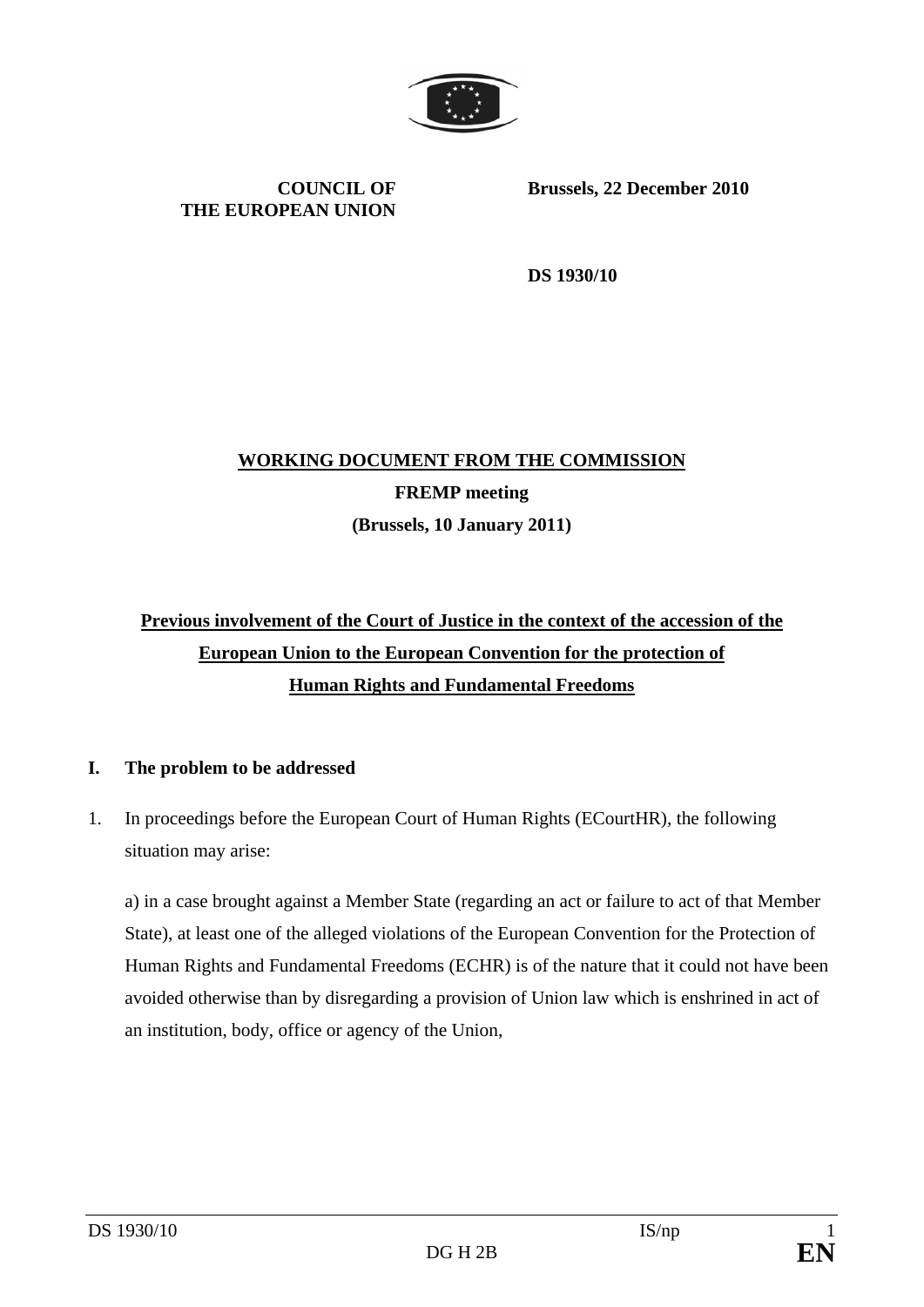**COUNCIL OF THE EUROPEAN UNION**

**Brussels, 22 December 2010**

**DS 1930/10**

**WORKING DOCUMENT FROM THE COMMISSION**

**FREMP meeting**

**(Brussels, 10 January 2011)**

## Previous involvement of the Court of Justice in the context of the accession of the European Union to the European Convention for the protection of Human Rights and Fundamental Freedoms

### I. The problem to be addressed

1. In proceedings before the European Court of Human Rights (ECourtHR), the following situation may arise:

   a) in a case brought against a Member State (regarding an act or failure to act of that Member State), at least one of the alleged violations of the European Convention for the Protection of Human Rights and Fundamental Freedoms (ECHR) is of the nature that it could not have been avoided otherwise than by disregarding a provision of Union law which is enshrined in act of an institution, body, office or agency of the Union,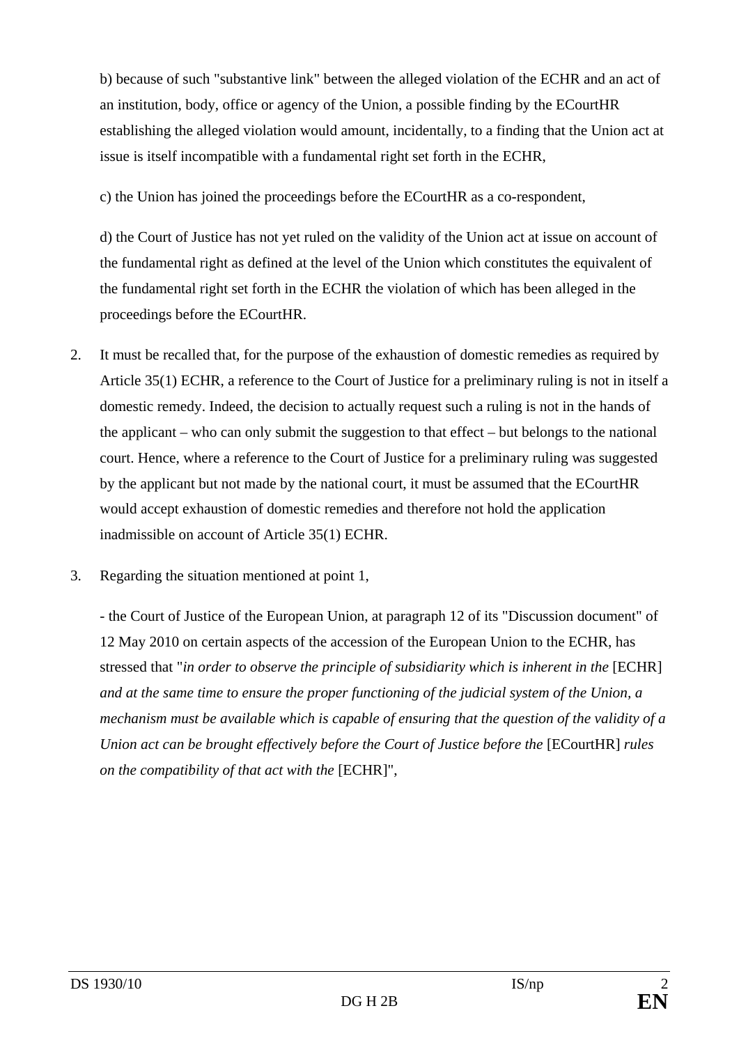b) because of such "substantive link" between the alleged violation of the ECHR and an act of an institution, body, office or agency of the Union, a possible finding by the ECourtHR establishing the alleged violation would amount, incidentally, to a finding that the Union act at issue is itself incompatible with a fundamental right set forth in the ECHR,

c) the Union has joined the proceedings before the ECourtHR as a co-respondent,

d) the Court of Justice has not yet ruled on the validity of the Union act at issue on account of the fundamental right as defined at the level of the Union which constitutes the equivalent of the fundamental right set forth in the ECHR the violation of which has been alleged in the proceedings before the ECourtHR.

2. It must be recalled that, for the purpose of the exhaustion of domestic remedies as required by Article 35(1) ECHR, a reference to the Court of Justice for a preliminary ruling is not in itself a domestic remedy. Indeed, the decision to actually request such a ruling is not in the hands of the applicant – who can only submit the suggestion to that effect – but belongs to the national court. Hence, where a reference to the Court of Justice for a preliminary ruling was suggested by the applicant but not made by the national court, it must be assumed that the ECourtHR would accept exhaustion of domestic remedies and therefore not hold the application inadmissible on account of Article 35(1) ECHR.

3. Regarding the situation mentioned at point 1,

- the Court of Justice of the European Union, at paragraph 12 of its "Discussion document" of 12 May 2010 on certain aspects of the accession of the European Union to the ECHR, has stressed that "*in order to observe the principle of subsidiarity which is inherent in the* [ECHR] *and at the same time to ensure the proper functioning of the judicial system of the Union, a mechanism must be available which is capable of ensuring that the question of the validity of a Union act can be brought effectively before the Court of Justice before the* [ECourtHR] *rules on the compatibility of that act with the* [ECHR]",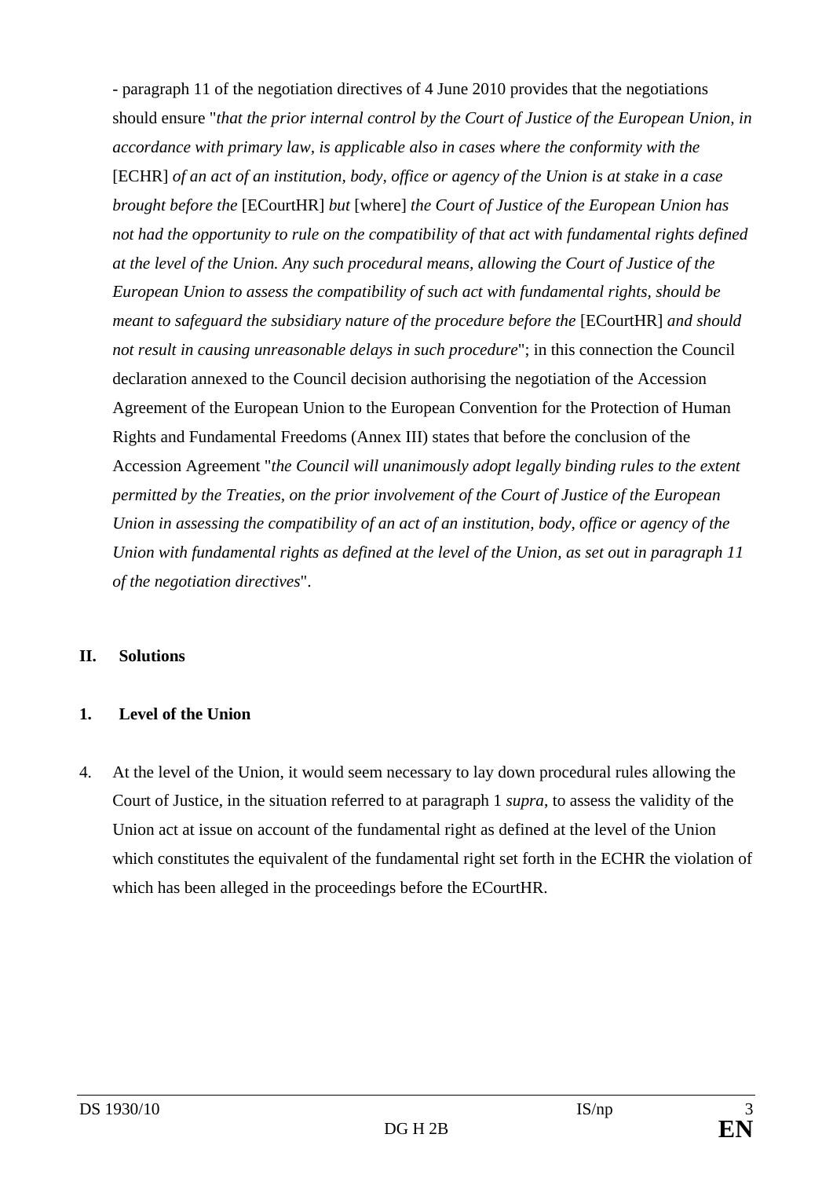- paragraph 11 of the negotiation directives of 4 June 2010 provides that the negotiations should ensure "*that the prior internal control by the Court of Justice of the European Union, in accordance with primary law, is applicable also in cases where the conformity with the* [ECHR] *of an act of an institution, body, office or agency of the Union is at stake in a case brought before the* [ECourtHR] *but* [where] *the Court of Justice of the European Union has not had the opportunity to rule on the compatibility of that act with fundamental rights defined at the level of the Union. Any such procedural means, allowing the Court of Justice of the European Union to assess the compatibility of such act with fundamental rights, should be meant to safeguard the subsidiary nature of the procedure before the* [ECourtHR] *and should not result in causing unreasonable delays in such procedure*"; in this connection the Council declaration annexed to the Council decision authorising the negotiation of the Accession Agreement of the European Union to the European Convention for the Protection of Human Rights and Fundamental Freedoms (Annex III) states that before the conclusion of the Accession Agreement "*the Council will unanimously adopt legally binding rules to the extent permitted by the Treaties, on the prior involvement of the Court of Justice of the European Union in assessing the compatibility of an act of an institution, body, office or agency of the Union with fundamental rights as defined at the level of the Union, as set out in paragraph 11 of the negotiation directives*".

## II. Solutions

### 1. Level of the Union

4. At the level of the Union, it would seem necessary to lay down procedural rules allowing the Court of Justice, in the situation referred to at paragraph 1 *supra*, to assess the validity of the Union act at issue on account of the fundamental right as defined at the level of the Union which constitutes the equivalent of the fundamental right set forth in the ECHR the violation of which has been alleged in the proceedings before the ECourtHR.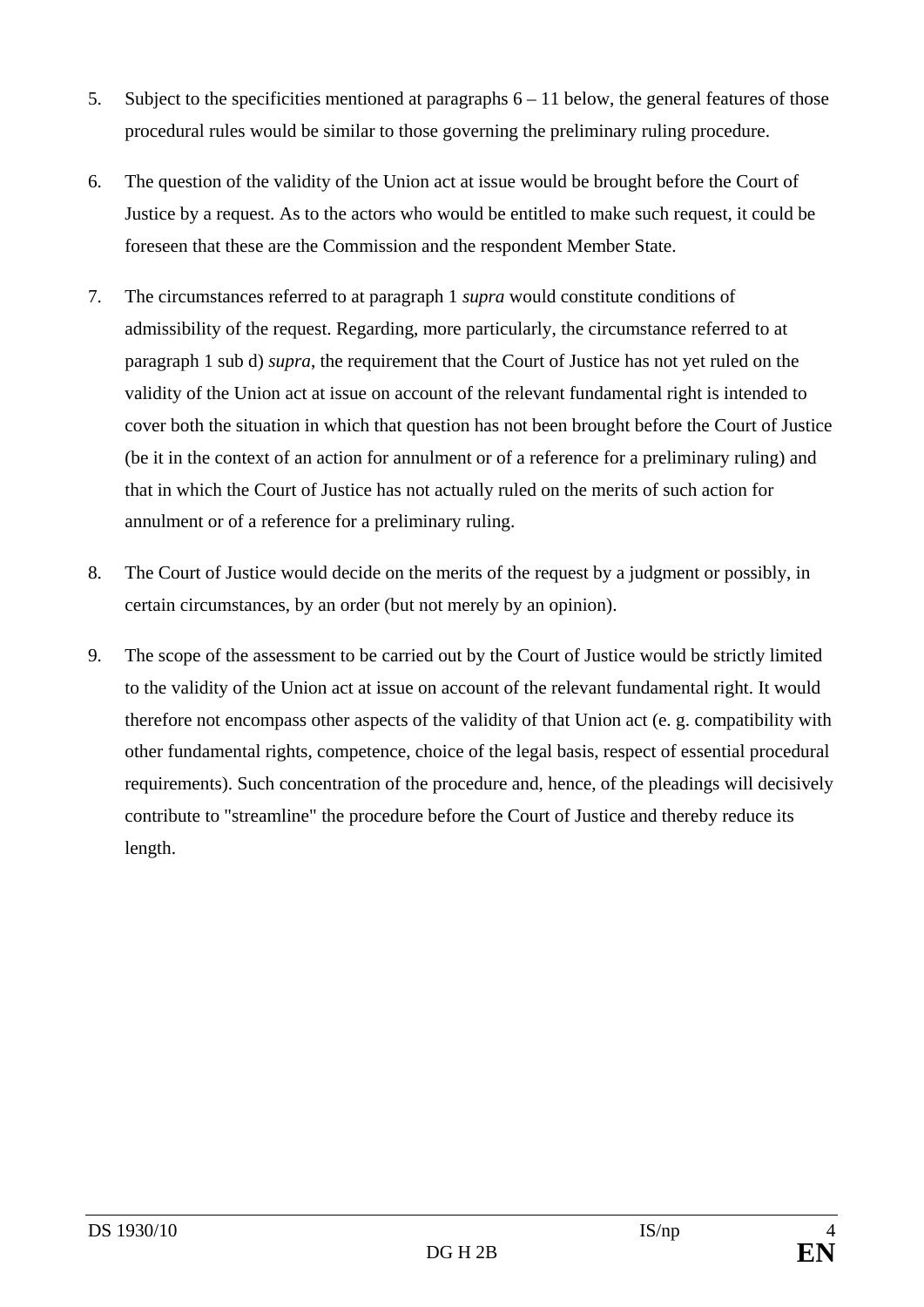5. Subject to the specificities mentioned at paragraphs 6 – 11 below, the general features of those procedural rules would be similar to those governing the preliminary ruling procedure.

6. The question of the validity of the Union act at issue would be brought before the Court of Justice by a request. As to the actors who would be entitled to make such request, it could be foreseen that these are the Commission and the respondent Member State.

7. The circumstances referred to at paragraph 1 *supra* would constitute conditions of admissibility of the request. Regarding, more particularly, the circumstance referred to at paragraph 1 sub d) *supra*, the requirement that the Court of Justice has not yet ruled on the validity of the Union act at issue on account of the relevant fundamental right is intended to cover both the situation in which that question has not been brought before the Court of Justice (be it in the context of an action for annulment or of a reference for a preliminary ruling) and that in which the Court of Justice has not actually ruled on the merits of such action for annulment or of a reference for a preliminary ruling.

8. The Court of Justice would decide on the merits of the request by a judgment or possibly, in certain circumstances, by an order (but not merely by an opinion).

9. The scope of the assessment to be carried out by the Court of Justice would be strictly limited to the validity of the Union act at issue on account of the relevant fundamental right. It would therefore not encompass other aspects of the validity of that Union act (e. g. compatibility with other fundamental rights, competence, choice of the legal basis, respect of essential procedural requirements). Such concentration of the procedure and, hence, of the pleadings will decisively contribute to "streamline" the procedure before the Court of Justice and thereby reduce its length.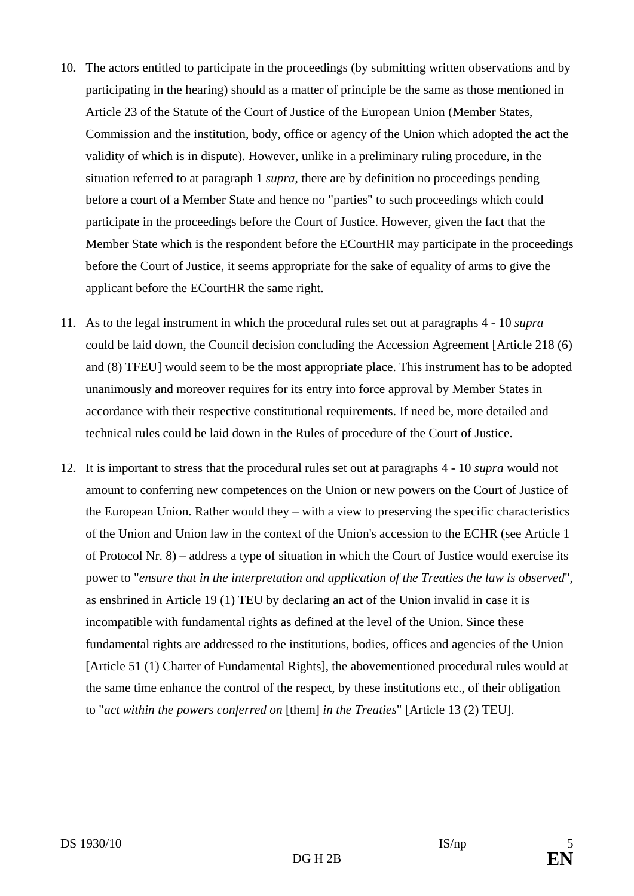10. The actors entitled to participate in the proceedings (by submitting written observations and by participating in the hearing) should as a matter of principle be the same as those mentioned in Article 23 of the Statute of the Court of Justice of the European Union (Member States, Commission and the institution, body, office or agency of the Union which adopted the act the validity of which is in dispute). However, unlike in a preliminary ruling procedure, in the situation referred to at paragraph 1 *supra*, there are by definition no proceedings pending before a court of a Member State and hence no "parties" to such proceedings which could participate in the proceedings before the Court of Justice. However, given the fact that the Member State which is the respondent before the ECourtHR may participate in the proceedings before the Court of Justice, it seems appropriate for the sake of equality of arms to give the applicant before the ECourtHR the same right.

11. As to the legal instrument in which the procedural rules set out at paragraphs 4 - 10 *supra* could be laid down, the Council decision concluding the Accession Agreement [Article 218 (6) and (8) TFEU] would seem to be the most appropriate place. This instrument has to be adopted unanimously and moreover requires for its entry into force approval by Member States in accordance with their respective constitutional requirements. If need be, more detailed and technical rules could be laid down in the Rules of procedure of the Court of Justice.

12. It is important to stress that the procedural rules set out at paragraphs 4 - 10 *supra* would not amount to conferring new competences on the Union or new powers on the Court of Justice of the European Union. Rather would they – with a view to preserving the specific characteristics of the Union and Union law in the context of the Union's accession to the ECHR (see Article 1 of Protocol Nr. 8) – address a type of situation in which the Court of Justice would exercise its power to "*ensure that in the interpretation and application of the Treaties the law is observed*", as enshrined in Article 19 (1) TEU by declaring an act of the Union invalid in case it is incompatible with fundamental rights as defined at the level of the Union. Since these fundamental rights are addressed to the institutions, bodies, offices and agencies of the Union [Article 51 (1) Charter of Fundamental Rights], the abovementioned procedural rules would at the same time enhance the control of the respect, by these institutions etc., of their obligation to "*act within the powers conferred on* [them] *in the Treaties*" [Article 13 (2) TEU].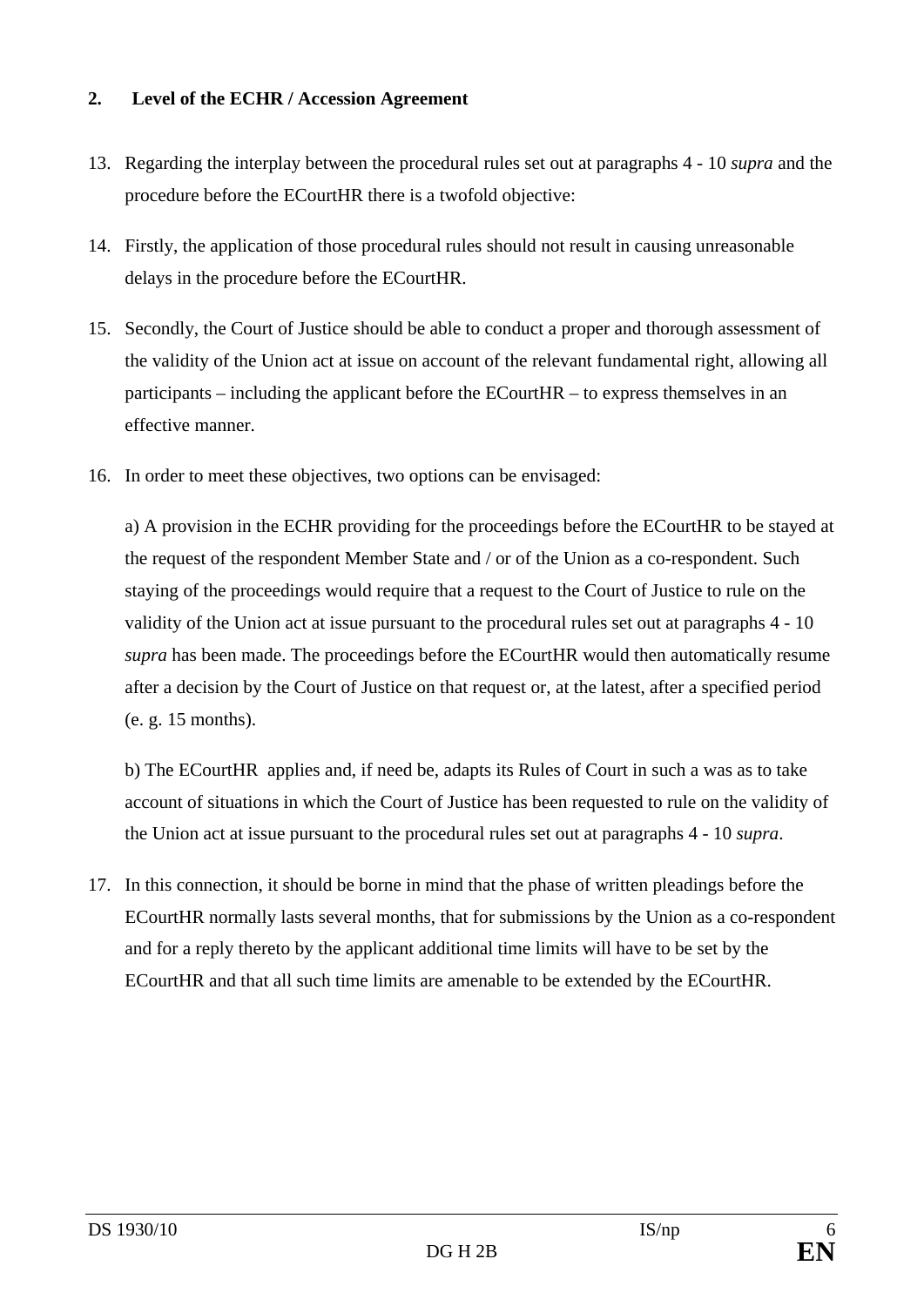## 2. Level of the ECHR / Accession Agreement

13. Regarding the interplay between the procedural rules set out at paragraphs 4 - 10 *supra* and the procedure before the ECourtHR there is a twofold objective:

14. Firstly, the application of those procedural rules should not result in causing unreasonable delays in the procedure before the ECourtHR.

15. Secondly, the Court of Justice should be able to conduct a proper and thorough assessment of the validity of the Union act at issue on account of the relevant fundamental right, allowing all participants – including the applicant before the ECourtHR – to express themselves in an effective manner.

16. In order to meet these objectives, two options can be envisaged:

    a) A provision in the ECHR providing for the proceedings before the ECourtHR to be stayed at the request of the respondent Member State and / or of the Union as a co-respondent. Such staying of the proceedings would require that a request to the Court of Justice to rule on the validity of the Union act at issue pursuant to the procedural rules set out at paragraphs 4 - 10 *supra* has been made. The proceedings before the ECourtHR would then automatically resume after a decision by the Court of Justice on that request or, at the latest, after a specified period (e. g. 15 months).

    b) The ECourtHR applies and, if need be, adapts its Rules of Court in such a was as to take account of situations in which the Court of Justice has been requested to rule on the validity of the Union act at issue pursuant to the procedural rules set out at paragraphs 4 - 10 *supra*.

17. In this connection, it should be borne in mind that the phase of written pleadings before the ECourtHR normally lasts several months, that for submissions by the Union as a co-respondent and for a reply thereto by the applicant additional time limits will have to be set by the ECourtHR and that all such time limits are amenable to be extended by the ECourtHR.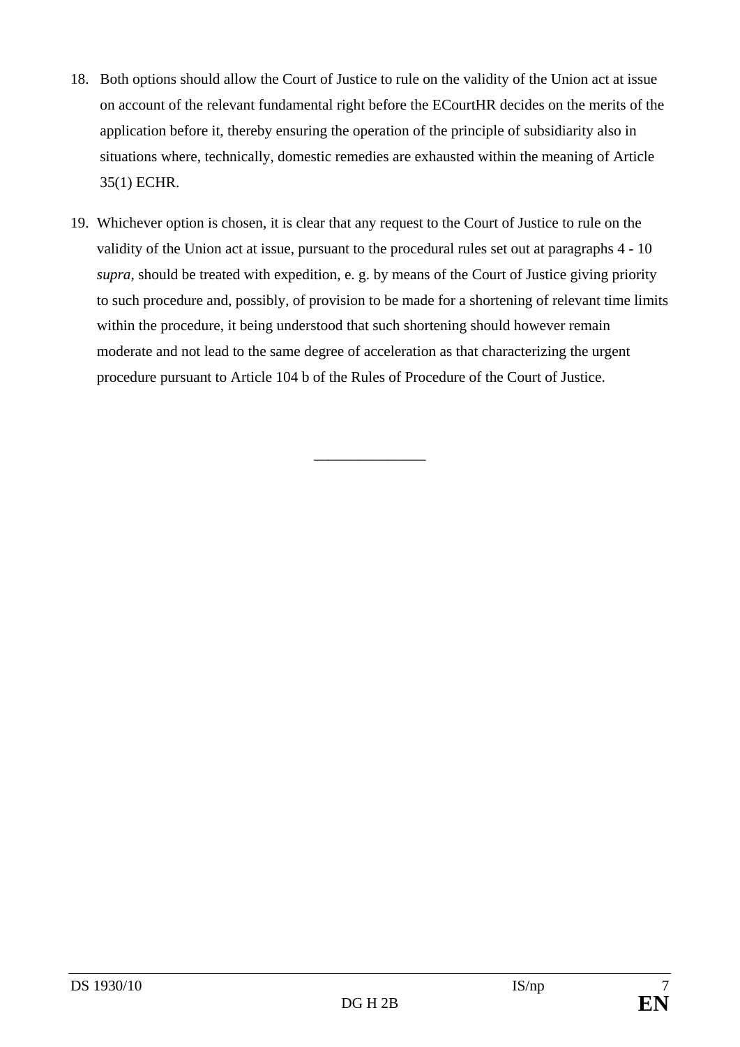18. Both options should allow the Court of Justice to rule on the validity of the Union act at issue on account of the relevant fundamental right before the ECourtHR decides on the merits of the application before it, thereby ensuring the operation of the principle of subsidiarity also in situations where, technically, domestic remedies are exhausted within the meaning of Article 35(1) ECHR.

19. Whichever option is chosen, it is clear that any request to the Court of Justice to rule on the validity of the Union act at issue, pursuant to the procedural rules set out at paragraphs 4 - 10 *supra*, should be treated with expedition, e. g. by means of the Court of Justice giving priority to such procedure and, possibly, of provision to be made for a shortening of relevant time limits within the procedure, it being understood that such shortening should however remain moderate and not lead to the same degree of acceleration as that characterizing the urgent procedure pursuant to Article 104 b of the Rules of Procedure of the Court of Justice.

_______________